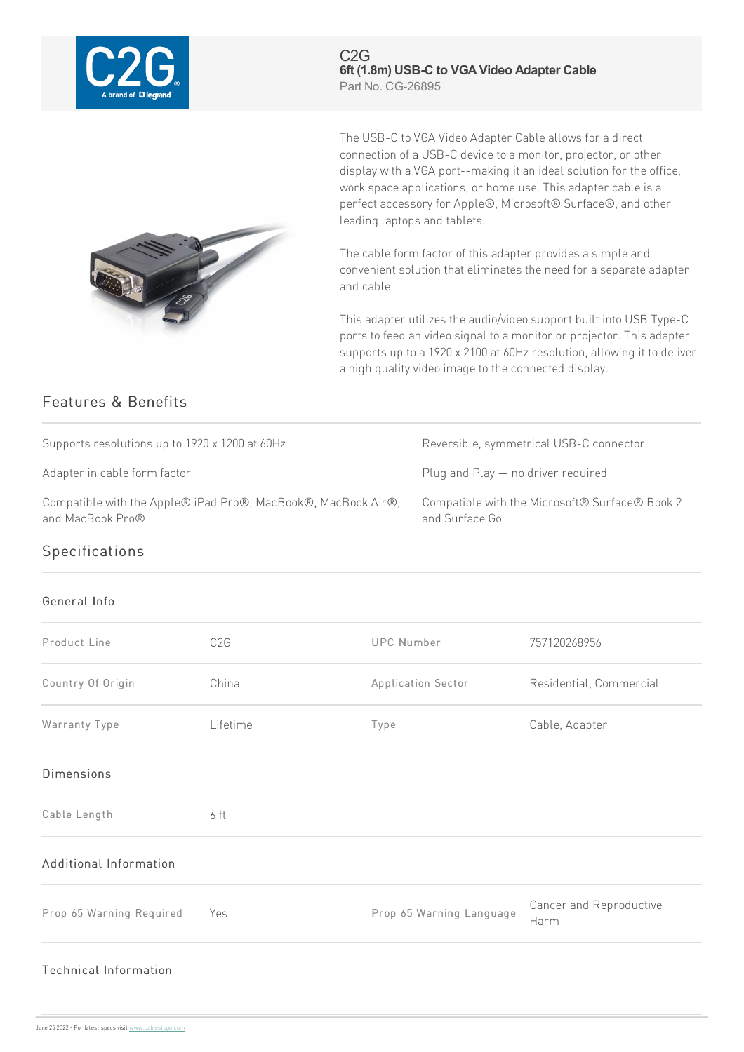C2G

**6ft (1.8m) USB-C to VGA Video Adapter Cable**

Part No. CG-26895

The USB-C to VGA Video Adapter Cable allows for a direct connection of a USB-C device to a monitor, projector, or other display with a VGA port--making it an ideal solution for the office, work space applications, or home use. This adapter cable is a perfect accessory for Apple®, Microsoft® Surface®, and other leading laptops and tablets.

The cable form factor of this adapter provides a simple and convenient solution that eliminates the need for a separate adapter and cable.

This adapter utilizes the audio/video support built into USB Type-C ports to feed an video signal to a monitor or projector. This adapter supports up to a 1920 x 2100 at 60Hz resolution, allowing it to deliver a high quality video image to the connected display.

## Features & Benefits

- Supports resolutions up to 1920 x 1200 at 60Hz
- Reversible, symmetrical USB-C connector
- Adapter in cable form factor
- Plug and Play — no driver required
- Compatible with the Apple® iPad Pro®, MacBook®, MacBook Air®, and MacBook Pro®
- Compatible with the Microsoft® Surface® Book 2 and Surface Go

## Specifications

### General Info

| | | | |
|---|---|---|---|
| Product Line | C2G | UPC Number | 757120268956 |
| Country Of Origin | China | Application Sector | Residential, Commercial |
| Warranty Type | Lifetime | Type | Cable, Adapter |

### Dimensions

| | |
|---|---|
| Cable Length | 6 ft |

### Additional Information

| | | | |
|---|---|---|---|
| Prop 65 Warning Required | Yes | Prop 65 Warning Language | Cancer and Reproductive Harm |

### Technical Information

June 25 2022 - For latest specs visit www.cablestogo.com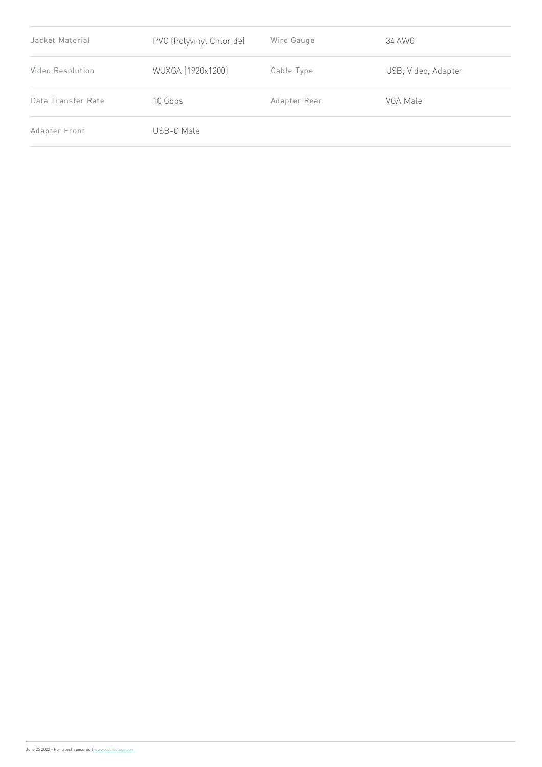| | | | |
|---|---|---|---|
| Jacket Material | PVC (Polyvinyl Chloride) | Wire Gauge | 34 AWG |
| Video Resolution | WUXGA (1920x1200) | Cable Type | USB, Video, Adapter |
| Data Transfer Rate | 10 Gbps | Adapter Rear | VGA Male |
| Adapter Front | USB-C Male | | |

June 25 2022 - For latest specs visit www.cablestogo.com